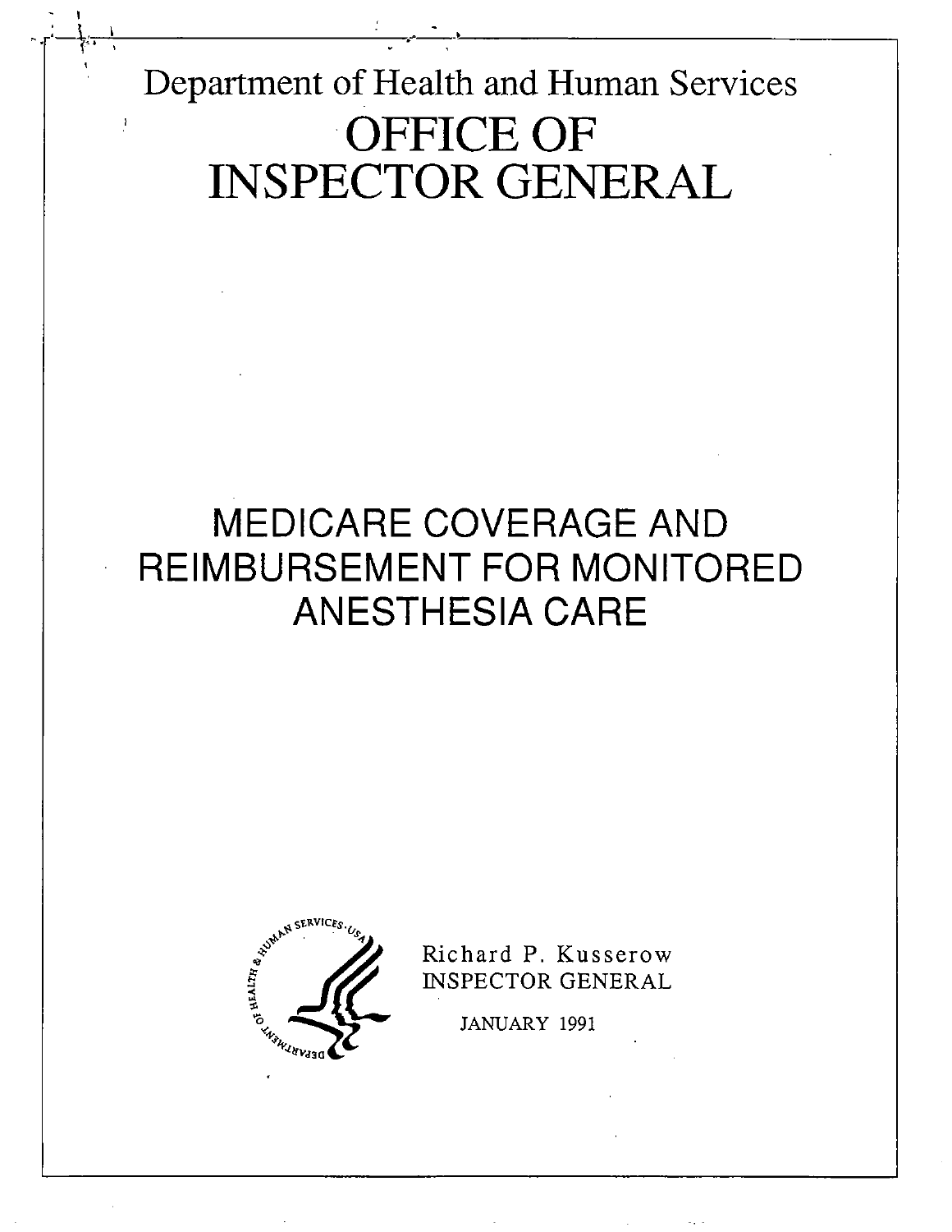# Department of Health and Human Services

# OFFICE OF INSPECTOR GENERAL

## MEDICARE COVERAGE AND REIMBURSEMENT FOR MONITORED ANESTHESIA CARE

Richard P. Kusserow
INSPECTOR GENERAL

JANUARY 1991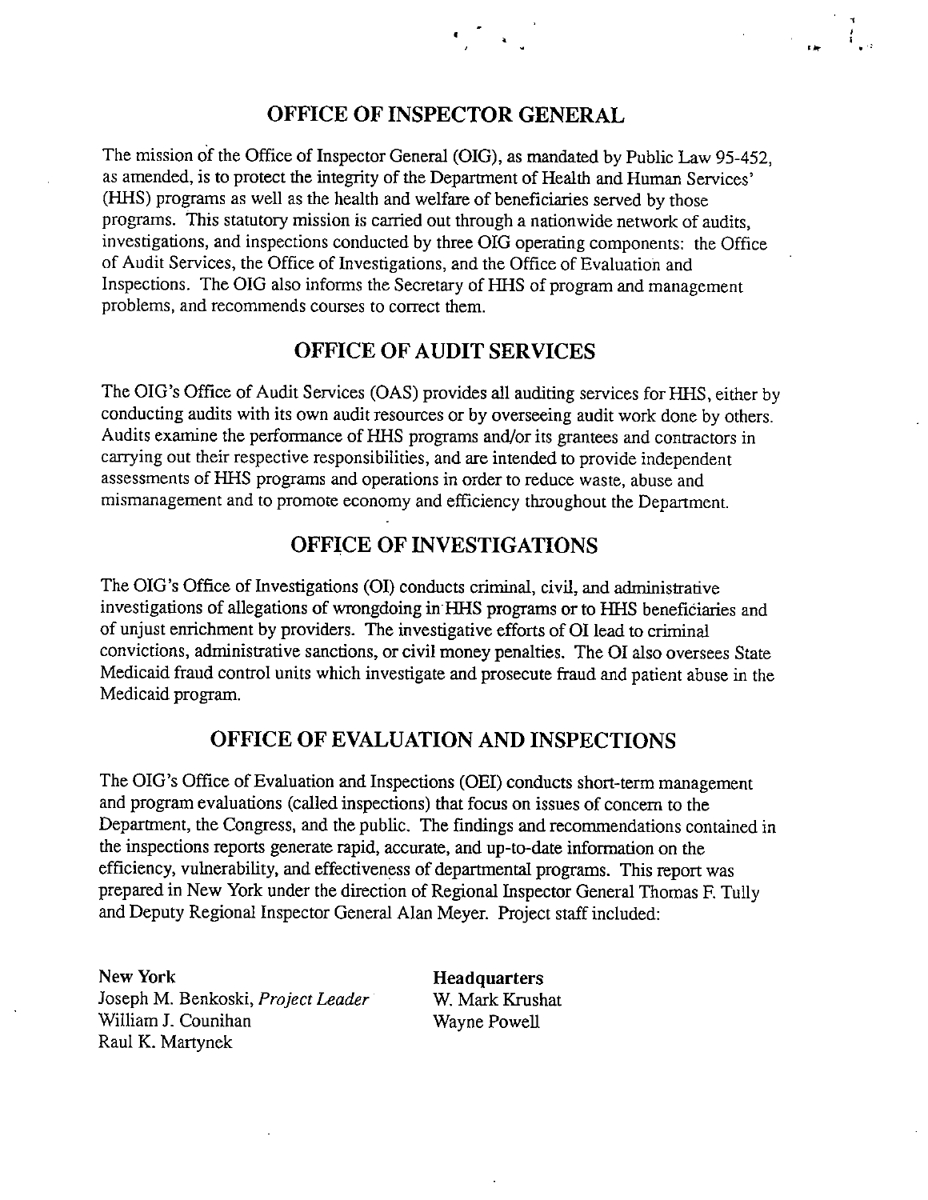## OFFICE OF INSPECTOR GENERAL

The mission of the Office of Inspector General (OIG), as mandated by Public Law 95-452, as amended, is to protect the integrity of the Department of Health and Human Services' (HHS) programs as well as the health and welfare of beneficiaries served by those programs. This statutory mission is carried out through a nationwide network of audits, investigations, and inspections conducted by three OIG operating components: the Office of Audit Services, the Office of Investigations, and the Office of Evaluation and Inspections. The OIG also informs the Secretary of HHS of program and management problems, and recommends courses to correct them.

## OFFICE OF AUDIT SERVICES

The OIG's Office of Audit Services (OAS) provides all auditing services for HHS, either by conducting audits with its own audit resources or by overseeing audit work done by others. Audits examine the performance of HHS programs and/or its grantees and contractors in carrying out their respective responsibilities, and are intended to provide independent assessments of HHS programs and operations in order to reduce waste, abuse and mismanagement and to promote economy and efficiency throughout the Department.

## OFFICE OF INVESTIGATIONS

The OIG's Office of Investigations (OI) conducts criminal, civil, and administrative investigations of allegations of wrongdoing in HHS programs or to HHS beneficiaries and of unjust enrichment by providers. The investigative efforts of OI lead to criminal convictions, administrative sanctions, or civil money penalties. The OI also oversees State Medicaid fraud control units which investigate and prosecute fraud and patient abuse in the Medicaid program.

## OFFICE OF EVALUATION AND INSPECTIONS

The OIG's Office of Evaluation and Inspections (OEI) conducts short-term management and program evaluations (called inspections) that focus on issues of concern to the Department, the Congress, and the public. The findings and recommendations contained in the inspections reports generate rapid, accurate, and up-to-date information on the efficiency, vulnerability, and effectiveness of departmental programs. This report was prepared in New York under the direction of Regional Inspector General Thomas F. Tully and Deputy Regional Inspector General Alan Meyer. Project staff included:

**New York**
Joseph M. Benkoski, *Project Leader*
William J. Counihan
Raul K. Martynek

**Headquarters**
W. Mark Krushat
Wayne Powell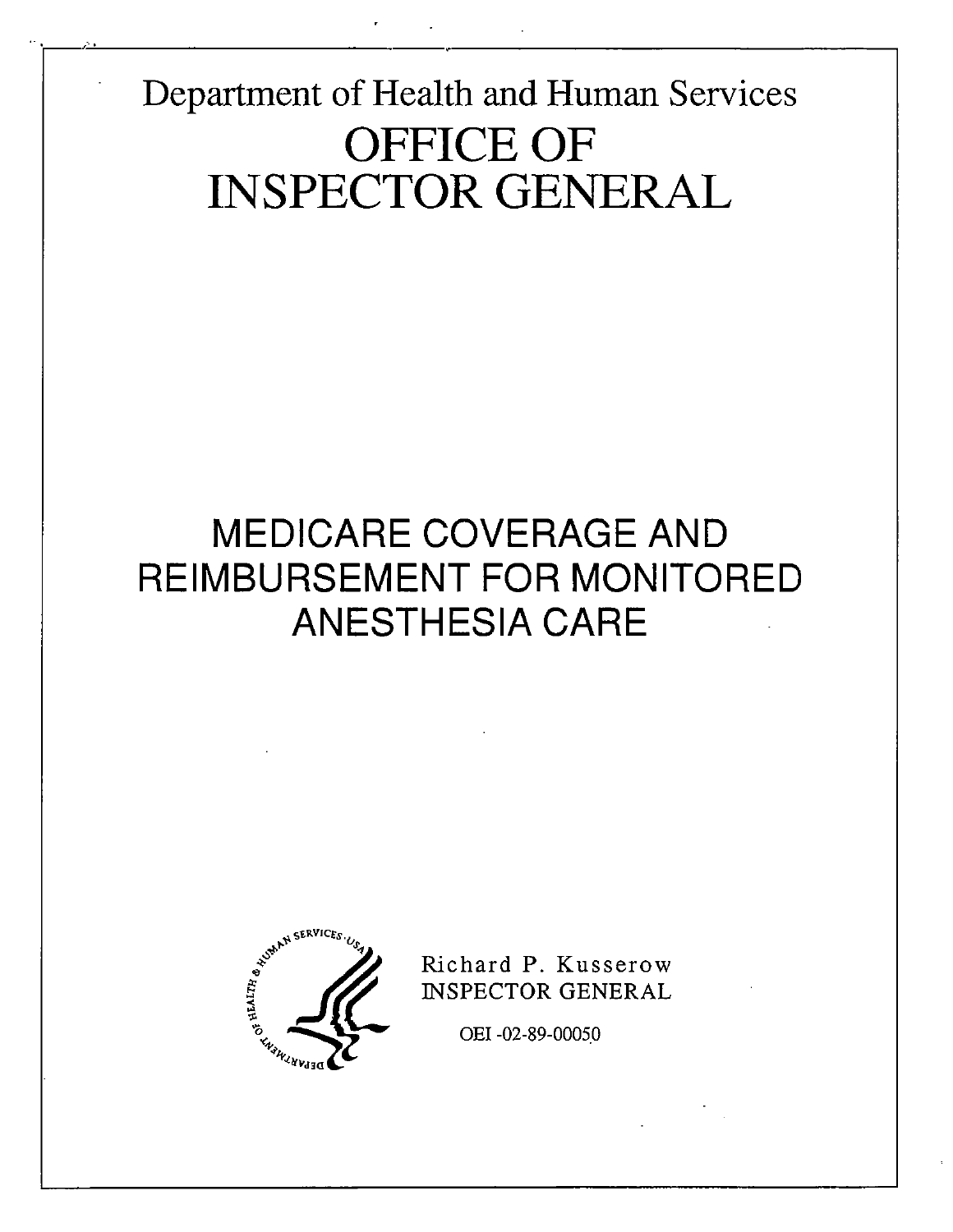Department of Health and Human Services

# OFFICE OF INSPECTOR GENERAL

# MEDICARE COVERAGE AND REIMBURSEMENT FOR MONITORED ANESTHESIA CARE

Richard P. Kusserow
INSPECTOR GENERAL

OEI-02-89-00050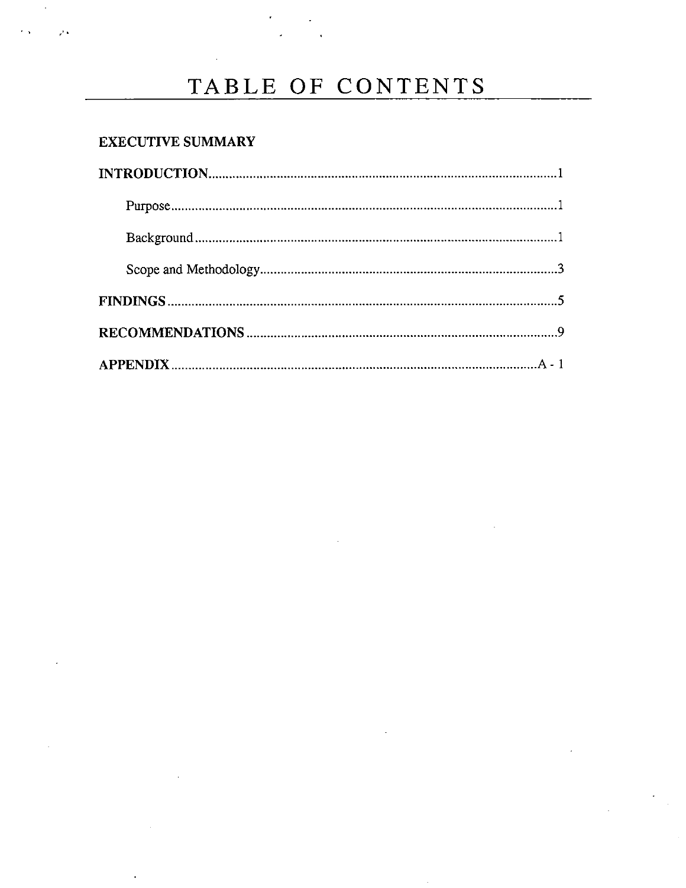# TABLE OF CONTENTS

**EXECUTIVE SUMMARY**

**INTRODUCTION** .......... 1

- Purpose .......... 1
- Background .......... 1
- Scope and Methodology .......... 3

**FINDINGS** .......... 5

**RECOMMENDATIONS** .......... 9

**APPENDIX** .......... A - 1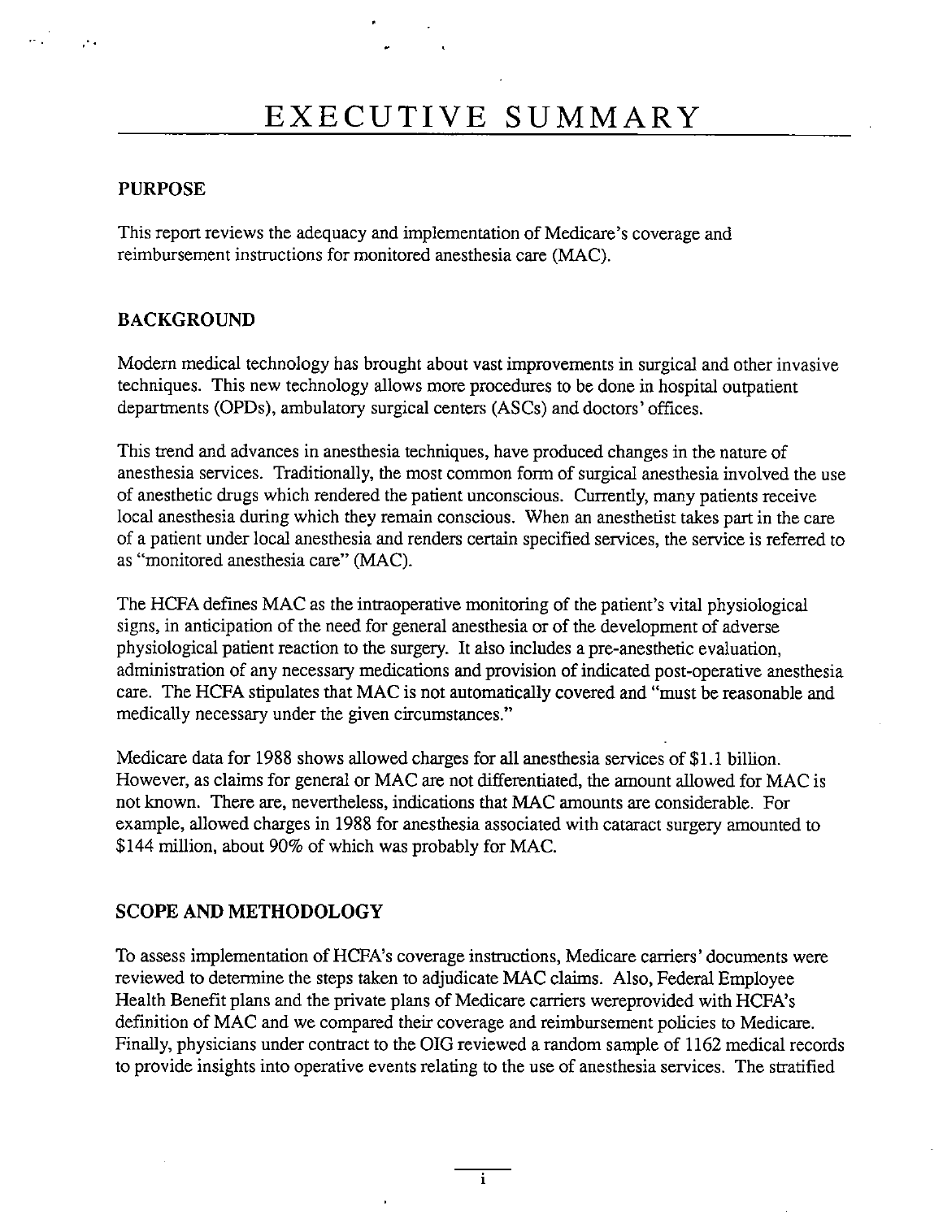# EXECUTIVE SUMMARY

## PURPOSE

This report reviews the adequacy and implementation of Medicare's coverage and reimbursement instructions for monitored anesthesia care (MAC).

## BACKGROUND

Modern medical technology has brought about vast improvements in surgical and other invasive techniques. This new technology allows more procedures to be done in hospital outpatient departments (OPDs), ambulatory surgical centers (ASCs) and doctors' offices.

This trend and advances in anesthesia techniques, have produced changes in the nature of anesthesia services. Traditionally, the most common form of surgical anesthesia involved the use of anesthetic drugs which rendered the patient unconscious. Currently, many patients receive local anesthesia during which they remain conscious. When an anesthetist takes part in the care of a patient under local anesthesia and renders certain specified services, the service is referred to as "monitored anesthesia care" (MAC).

The HCFA defines MAC as the intraoperative monitoring of the patient's vital physiological signs, in anticipation of the need for general anesthesia or of the development of adverse physiological patient reaction to the surgery. It also includes a pre-anesthetic evaluation, administration of any necessary medications and provision of indicated post-operative anesthesia care. The HCFA stipulates that MAC is not automatically covered and "must be reasonable and medically necessary under the given circumstances."

Medicare data for 1988 shows allowed charges for all anesthesia services of $1.1 billion. However, as claims for general or MAC are not differentiated, the amount allowed for MAC is not known. There are, nevertheless, indications that MAC amounts are considerable. For example, allowed charges in 1988 for anesthesia associated with cataract surgery amounted to $144 million, about 90% of which was probably for MAC.

## SCOPE AND METHODOLOGY

To assess implementation of HCFA's coverage instructions, Medicare carriers' documents were reviewed to determine the steps taken to adjudicate MAC claims. Also, Federal Employee Health Benefit plans and the private plans of Medicare carriers wereprovided with HCFA's definition of MAC and we compared their coverage and reimbursement policies to Medicare. Finally, physicians under contract to the OIG reviewed a random sample of 1162 medical records to provide insights into operative events relating to the use of anesthesia services. The stratified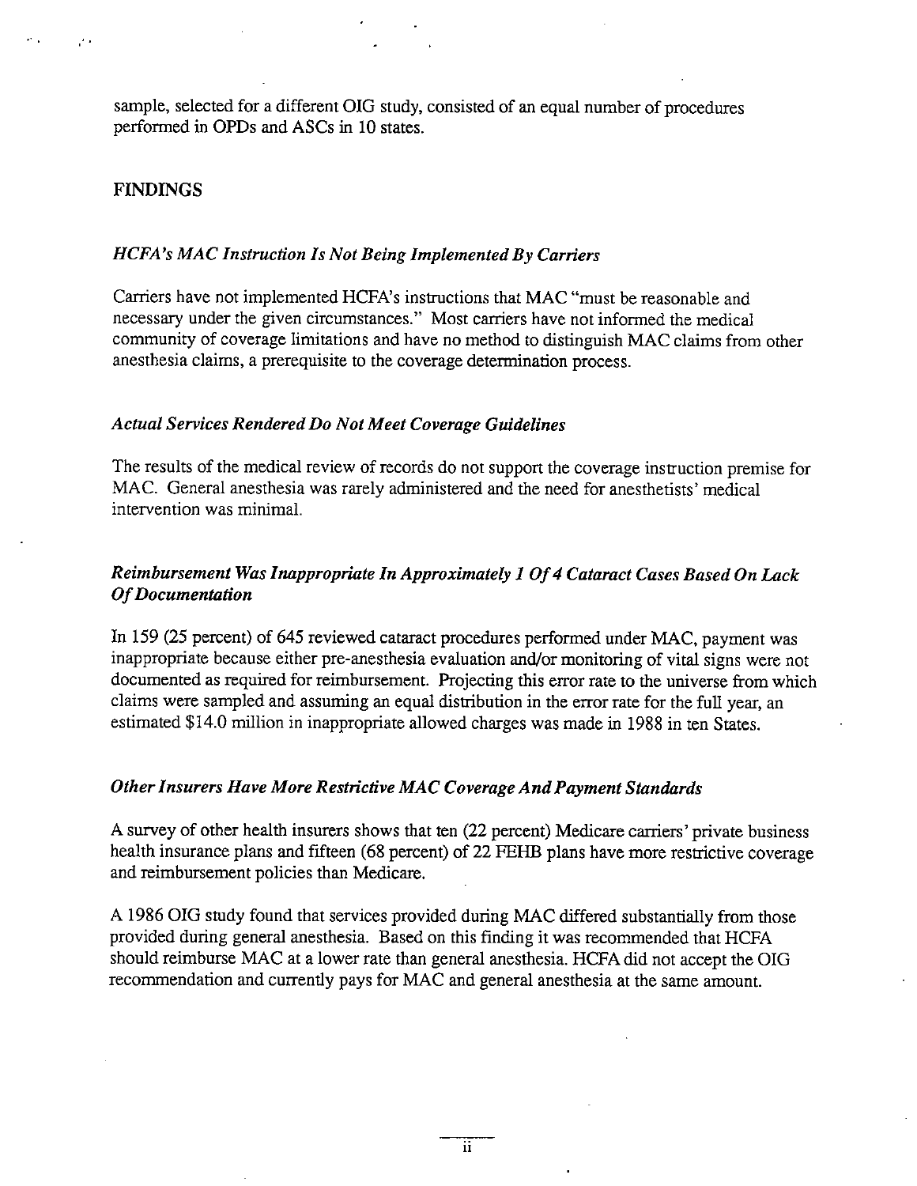sample, selected for a different OIG study, consisted of an equal number of procedures performed in OPDs and ASCs in 10 states.

## FINDINGS

### *HCFA's MAC Instruction Is Not Being Implemented By Carriers*

Carriers have not implemented HCFA's instructions that MAC "must be reasonable and necessary under the given circumstances." Most carriers have not informed the medical community of coverage limitations and have no method to distinguish MAC claims from other anesthesia claims, a prerequisite to the coverage determination process.

### *Actual Services Rendered Do Not Meet Coverage Guidelines*

The results of the medical review of records do not support the coverage instruction premise for MAC. General anesthesia was rarely administered and the need for anesthetists' medical intervention was minimal.

### *Reimbursement Was Inappropriate In Approximately 1 Of 4 Cataract Cases Based On Lack Of Documentation*

In 159 (25 percent) of 645 reviewed cataract procedures performed under MAC, payment was inappropriate because either pre-anesthesia evaluation and/or monitoring of vital signs were not documented as required for reimbursement. Projecting this error rate to the universe from which claims were sampled and assuming an equal distribution in the error rate for the full year, an estimated $14.0 million in inappropriate allowed charges was made in 1988 in ten States.

### *Other Insurers Have More Restrictive MAC Coverage And Payment Standards*

A survey of other health insurers shows that ten (22 percent) Medicare carriers' private business health insurance plans and fifteen (68 percent) of 22 FEHB plans have more restrictive coverage and reimbursement policies than Medicare.

A 1986 OIG study found that services provided during MAC differed substantially from those provided during general anesthesia. Based on this finding it was recommended that HCFA should reimburse MAC at a lower rate than general anesthesia. HCFA did not accept the OIG recommendation and currently pays for MAC and general anesthesia at the same amount.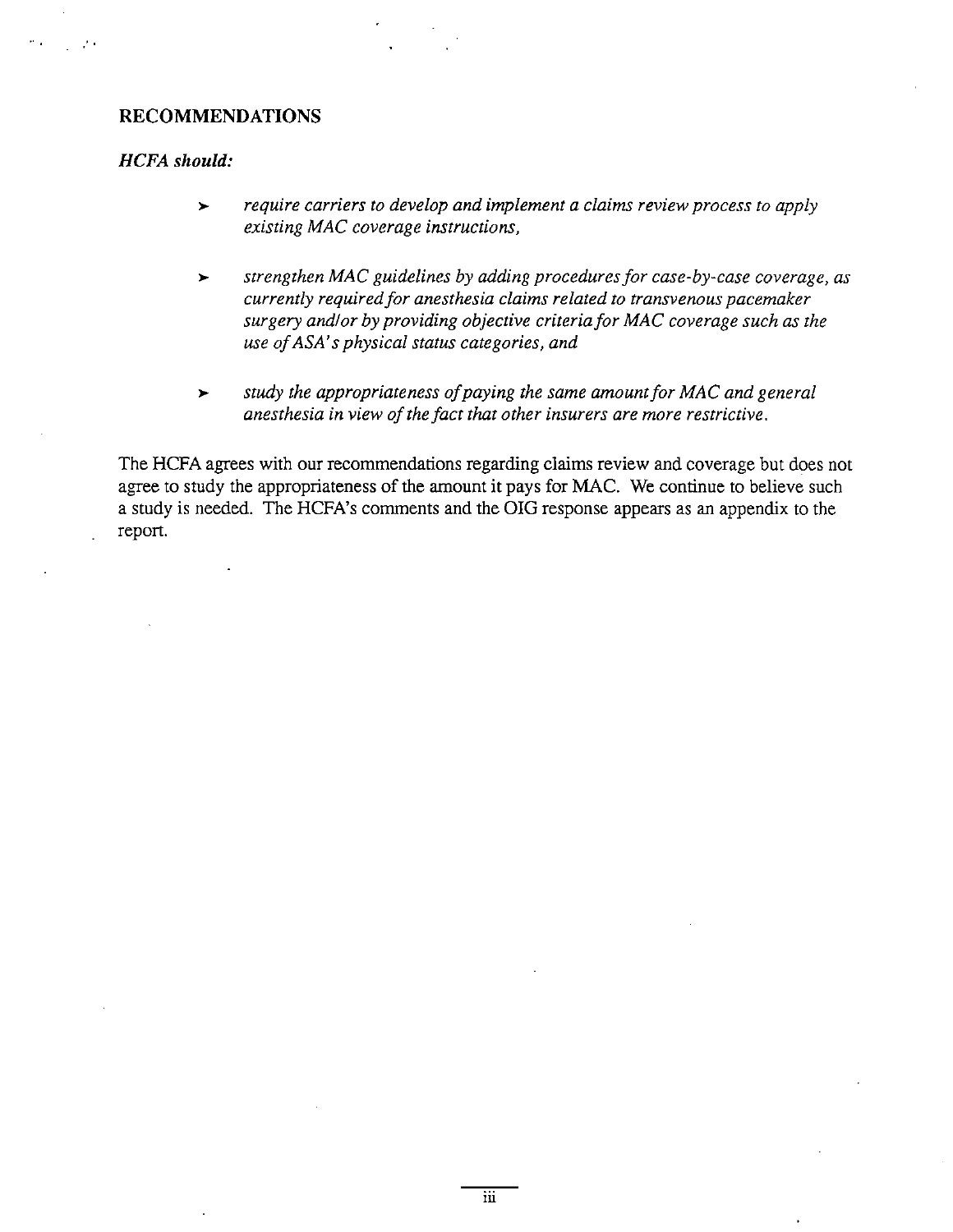## RECOMMENDATIONS

***HCFA should:***

- *require carriers to develop and implement a claims review process to apply existing MAC coverage instructions,*

- *strengthen MAC guidelines by adding procedures for case-by-case coverage, as currently required for anesthesia claims related to transvenous pacemaker surgery and/or by providing objective criteria for MAC coverage such as the use of ASA's physical status categories, and*

- *study the appropriateness of paying the same amount for MAC and general anesthesia in view of the fact that other insurers are more restrictive.*

The HCFA agrees with our recommendations regarding claims review and coverage but does not agree to study the appropriateness of the amount it pays for MAC. We continue to believe such a study is needed. The HCFA's comments and the OIG response appears as an appendix to the report.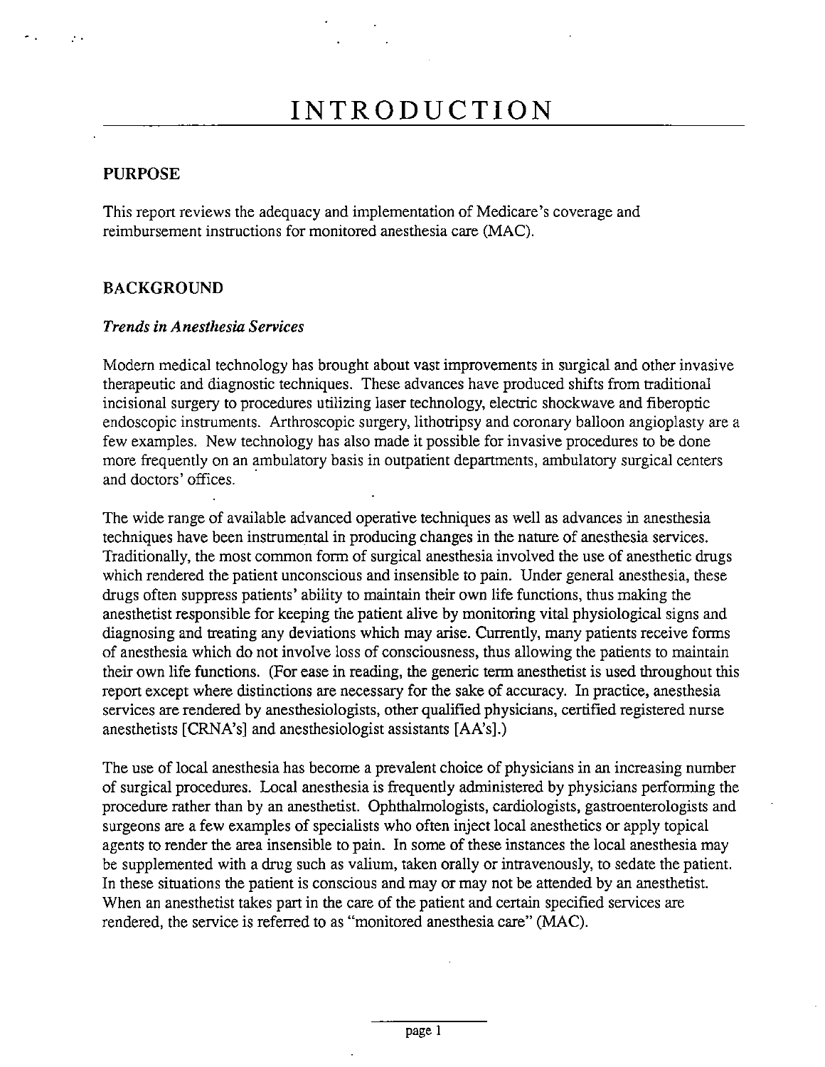# INTRODUCTION

## PURPOSE

This report reviews the adequacy and implementation of Medicare's coverage and reimbursement instructions for monitored anesthesia care (MAC).

## BACKGROUND

### *Trends in Anesthesia Services*

Modern medical technology has brought about vast improvements in surgical and other invasive therapeutic and diagnostic techniques. These advances have produced shifts from traditional incisional surgery to procedures utilizing laser technology, electric shockwave and fiberoptic endoscopic instruments. Arthroscopic surgery, lithotripsy and coronary balloon angioplasty are a few examples. New technology has also made it possible for invasive procedures to be done more frequently on an ambulatory basis in outpatient departments, ambulatory surgical centers and doctors' offices.

The wide range of available advanced operative techniques as well as advances in anesthesia techniques have been instrumental in producing changes in the nature of anesthesia services. Traditionally, the most common form of surgical anesthesia involved the use of anesthetic drugs which rendered the patient unconscious and insensible to pain. Under general anesthesia, these drugs often suppress patients' ability to maintain their own life functions, thus making the anesthetist responsible for keeping the patient alive by monitoring vital physiological signs and diagnosing and treating any deviations which may arise. Currently, many patients receive forms of anesthesia which do not involve loss of consciousness, thus allowing the patients to maintain their own life functions. (For ease in reading, the generic term anesthetist is used throughout this report except where distinctions are necessary for the sake of accuracy. In practice, anesthesia services are rendered by anesthesiologists, other qualified physicians, certified registered nurse anesthetists [CRNA's] and anesthesiologist assistants [AA's].)

The use of local anesthesia has become a prevalent choice of physicians in an increasing number of surgical procedures. Local anesthesia is frequently administered by physicians performing the procedure rather than by an anesthetist. Ophthalmologists, cardiologists, gastroenterologists and surgeons are a few examples of specialists who often inject local anesthetics or apply topical agents to render the area insensible to pain. In some of these instances the local anesthesia may be supplemented with a drug such as valium, taken orally or intravenously, to sedate the patient. In these situations the patient is conscious and may or may not be attended by an anesthetist. When an anesthetist takes part in the care of the patient and certain specified services are rendered, the service is referred to as "monitored anesthesia care" (MAC).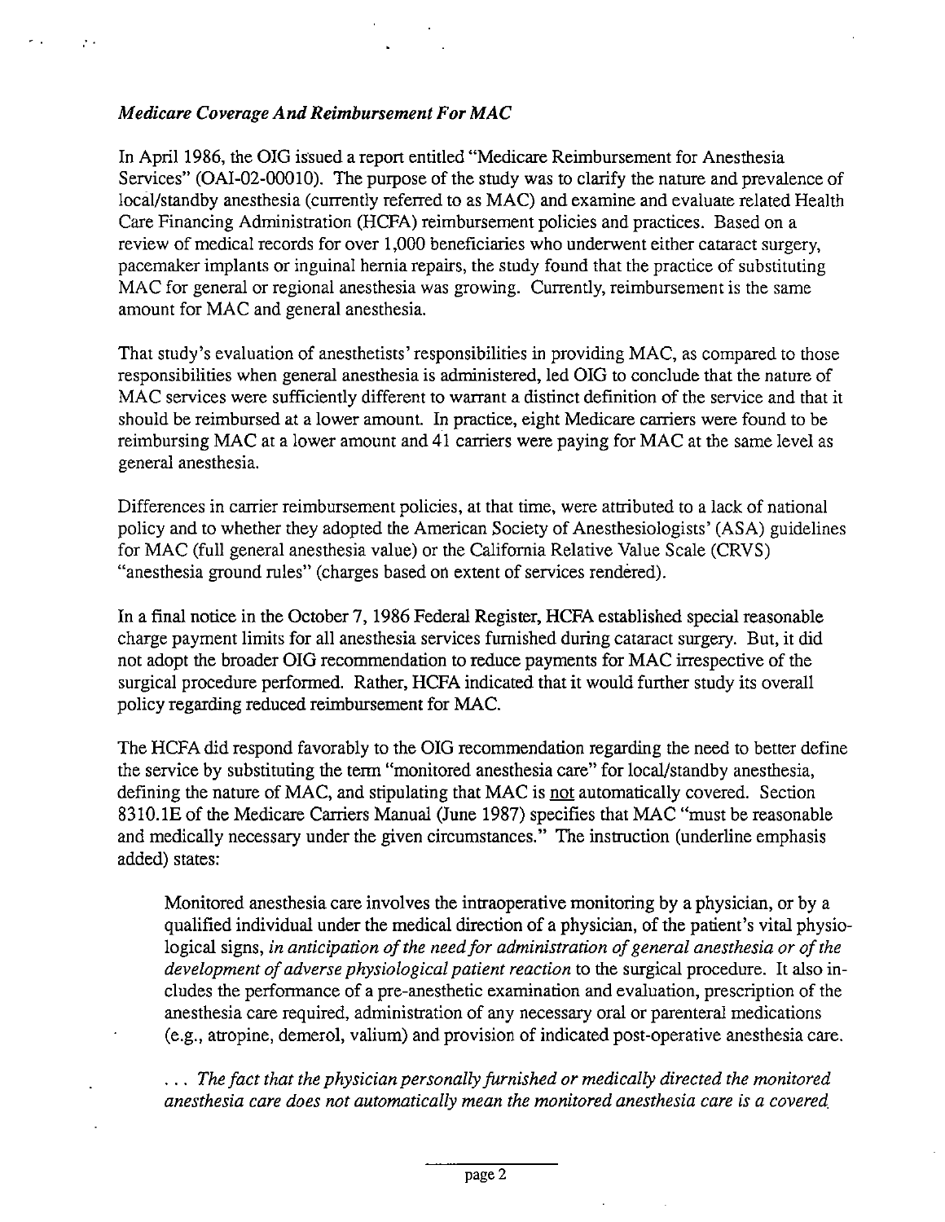### *Medicare Coverage And Reimbursement For MAC*

In April 1986, the OIG issued a report entitled "Medicare Reimbursement for Anesthesia Services" (OAI-02-00010). The purpose of the study was to clarify the nature and prevalence of local/standby anesthesia (currently referred to as MAC) and examine and evaluate related Health Care Financing Administration (HCFA) reimbursement policies and practices. Based on a review of medical records for over 1,000 beneficiaries who underwent either cataract surgery, pacemaker implants or inguinal hernia repairs, the study found that the practice of substituting MAC for general or regional anesthesia was growing. Currently, reimbursement is the same amount for MAC and general anesthesia.

That study's evaluation of anesthetists' responsibilities in providing MAC, as compared to those responsibilities when general anesthesia is administered, led OIG to conclude that the nature of MAC services were sufficiently different to warrant a distinct definition of the service and that it should be reimbursed at a lower amount. In practice, eight Medicare carriers were found to be reimbursing MAC at a lower amount and 41 carriers were paying for MAC at the same level as general anesthesia.

Differences in carrier reimbursement policies, at that time, were attributed to a lack of national policy and to whether they adopted the American Society of Anesthesiologists' (ASA) guidelines for MAC (full general anesthesia value) or the California Relative Value Scale (CRVS) "anesthesia ground rules" (charges based on extent of services rendered).

In a final notice in the October 7, 1986 Federal Register, HCFA established special reasonable charge payment limits for all anesthesia services furnished during cataract surgery. But, it did not adopt the broader OIG recommendation to reduce payments for MAC irrespective of the surgical procedure performed. Rather, HCFA indicated that it would further study its overall policy regarding reduced reimbursement for MAC.

The HCFA did respond favorably to the OIG recommendation regarding the need to better define the service by substituting the term "monitored anesthesia care" for local/standby anesthesia, defining the nature of MAC, and stipulating that MAC is <u>not</u> automatically covered. Section 8310.1E of the Medicare Carriers Manual (June 1987) specifies that MAC "must be reasonable and medically necessary under the given circumstances." The instruction (underline emphasis added) states:

> Monitored anesthesia care involves the intraoperative monitoring by a physician, or by a qualified individual under the medical direction of a physician, of the patient's vital physiological signs, *in anticipation of the need for administration of general anesthesia or of the development of adverse physiological patient reaction* to the surgical procedure. It also includes the performance of a pre-anesthetic examination and evaluation, prescription of the anesthesia care required, administration of any necessary oral or parenteral medications (e.g., atropine, demerol, valium) and provision of indicated post-operative anesthesia care.
>
> . . . *The fact that the physician personally furnished or medically directed the monitored anesthesia care does not automatically mean the monitored anesthesia care is a covered*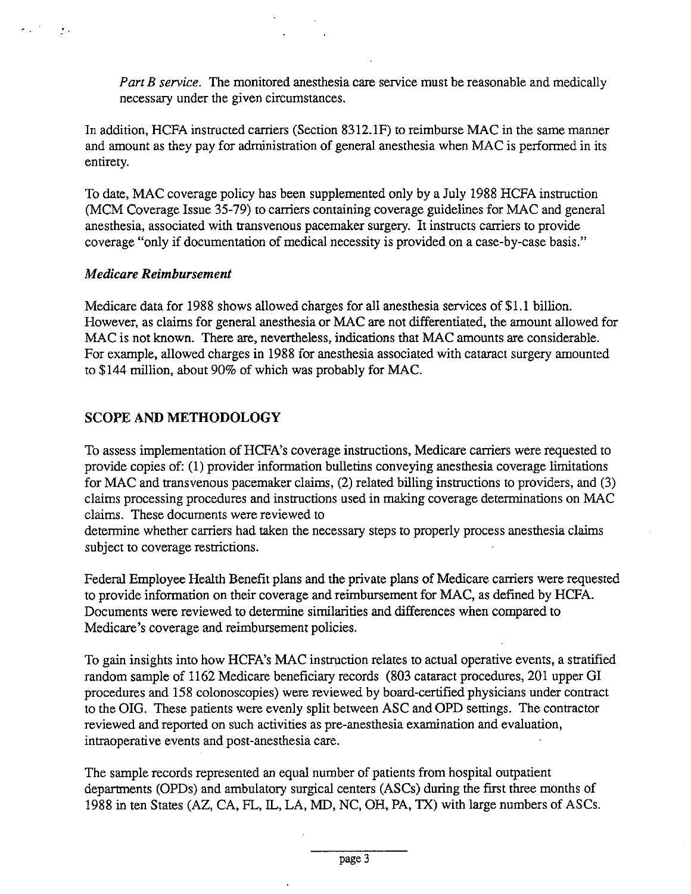*Part B service.* The monitored anesthesia care service must be reasonable and medically necessary under the given circumstances.

In addition, HCFA instructed carriers (Section 8312.1F) to reimburse MAC in the same manner and amount as they pay for administration of general anesthesia when MAC is performed in its entirety.

To date, MAC coverage policy has been supplemented only by a July 1988 HCFA instruction (MCM Coverage Issue 35-79) to carriers containing coverage guidelines for MAC and general anesthesia, associated with transvenous pacemaker surgery. It instructs carriers to provide coverage "only if documentation of medical necessity is provided on a case-by-case basis."

### *Medicare Reimbursement*

Medicare data for 1988 shows allowed charges for all anesthesia services of $1.1 billion. However, as claims for general anesthesia or MAC are not differentiated, the amount allowed for MAC is not known. There are, nevertheless, indications that MAC amounts are considerable. For example, allowed charges in 1988 for anesthesia associated with cataract surgery amounted to $144 million, about 90% of which was probably for MAC.

## SCOPE AND METHODOLOGY

To assess implementation of HCFA's coverage instructions, Medicare carriers were requested to provide copies of: (1) provider information bulletins conveying anesthesia coverage limitations for MAC and transvenous pacemaker claims, (2) related billing instructions to providers, and (3) claims processing procedures and instructions used in making coverage determinations on MAC claims. These documents were reviewed to determine whether carriers had taken the necessary steps to properly process anesthesia claims subject to coverage restrictions.

Federal Employee Health Benefit plans and the private plans of Medicare carriers were requested to provide information on their coverage and reimbursement for MAC, as defined by HCFA. Documents were reviewed to determine similarities and differences when compared to Medicare's coverage and reimbursement policies.

To gain insights into how HCFA's MAC instruction relates to actual operative events, a stratified random sample of 1162 Medicare beneficiary records (803 cataract procedures, 201 upper GI procedures and 158 colonoscopies) were reviewed by board-certified physicians under contract to the OIG. These patients were evenly split between ASC and OPD settings. The contractor reviewed and reported on such activities as pre-anesthesia examination and evaluation, intraoperative events and post-anesthesia care.

The sample records represented an equal number of patients from hospital outpatient departments (OPDs) and ambulatory surgical centers (ASCs) during the first three months of 1988 in ten States (AZ, CA, FL, IL, LA, MD, NC, OH, PA, TX) with large numbers of ASCs.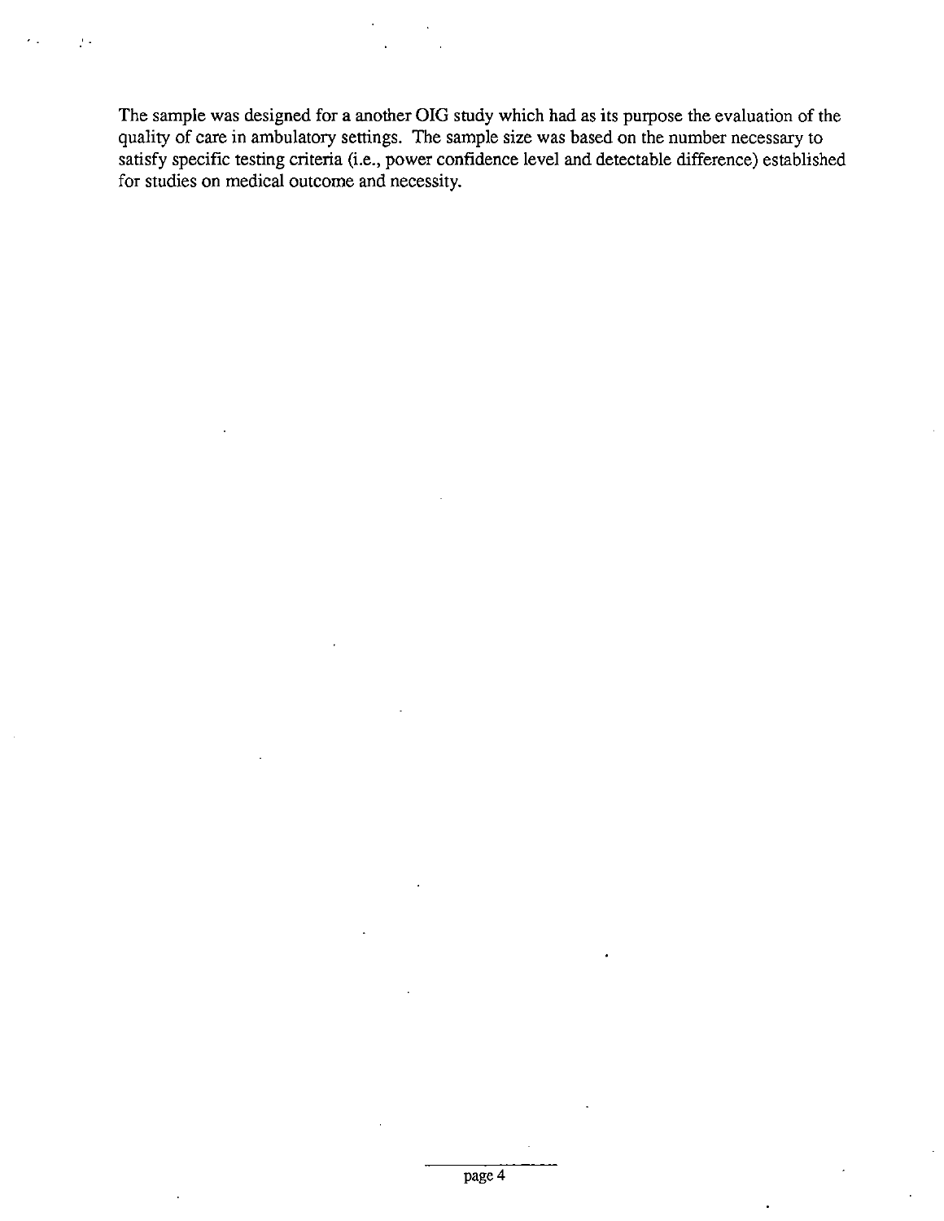The sample was designed for a another OIG study which had as its purpose the evaluation of the quality of care in ambulatory settings. The sample size was based on the number necessary to satisfy specific testing criteria (i.e., power confidence level and detectable difference) established for studies on medical outcome and necessity.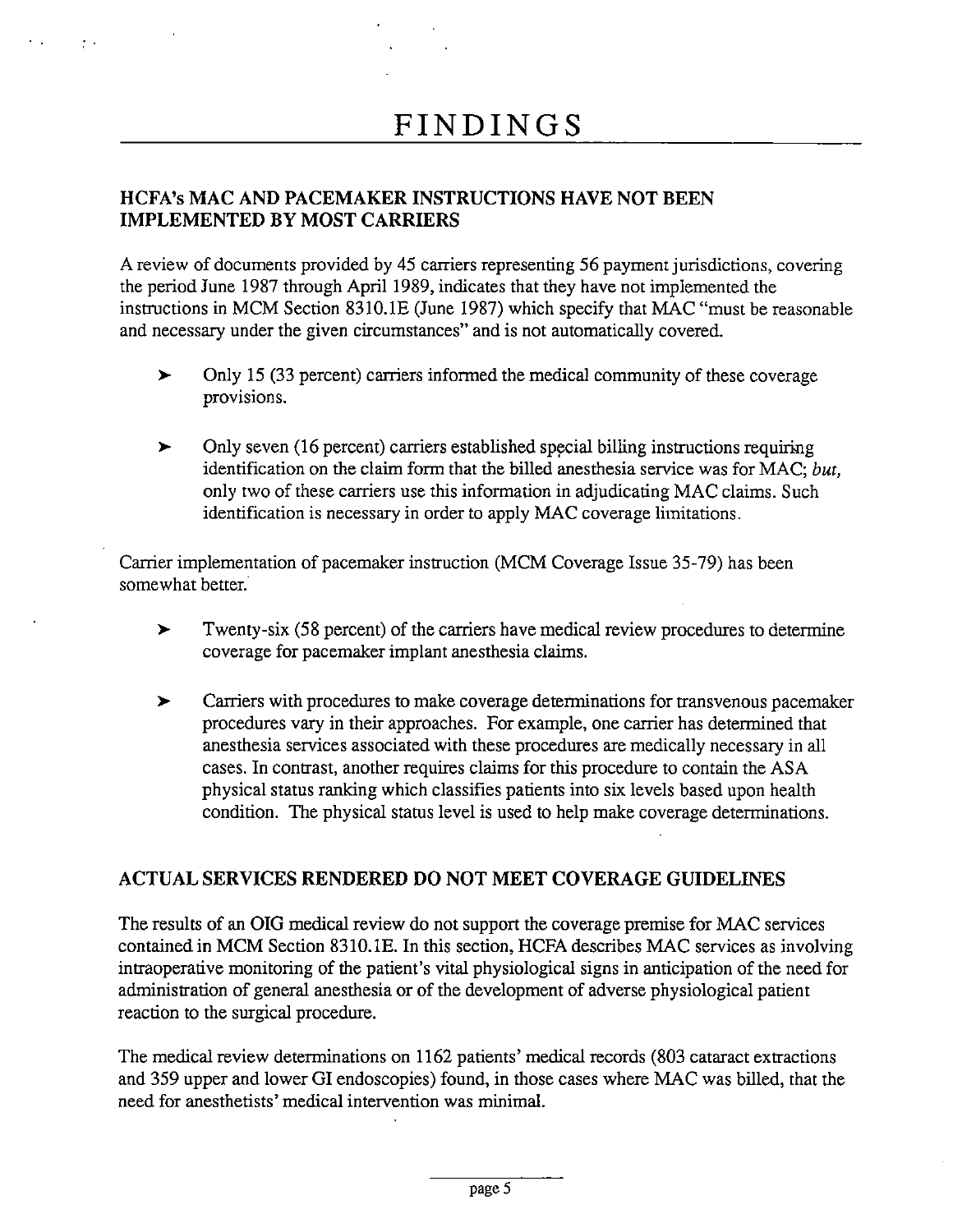# FINDINGS

## HCFA's MAC AND PACEMAKER INSTRUCTIONS HAVE NOT BEEN IMPLEMENTED BY MOST CARRIERS

A review of documents provided by 45 carriers representing 56 payment jurisdictions, covering the period June 1987 through April 1989, indicates that they have not implemented the instructions in MCM Section 8310.1E (June 1987) which specify that MAC "must be reasonable and necessary under the given circumstances" and is not automatically covered.

- Only 15 (33 percent) carriers informed the medical community of these coverage provisions.
- Only seven (16 percent) carriers established special billing instructions requiring identification on the claim form that the billed anesthesia service was for MAC; *but,* only two of these carriers use this information in adjudicating MAC claims. Such identification is necessary in order to apply MAC coverage limitations.

Carrier implementation of pacemaker instruction (MCM Coverage Issue 35-79) has been somewhat better.

- Twenty-six (58 percent) of the carriers have medical review procedures to determine coverage for pacemaker implant anesthesia claims.
- Carriers with procedures to make coverage determinations for transvenous pacemaker procedures vary in their approaches. For example, one carrier has determined that anesthesia services associated with these procedures are medically necessary in all cases. In contrast, another requires claims for this procedure to contain the ASA physical status ranking which classifies patients into six levels based upon health condition. The physical status level is used to help make coverage determinations.

## ACTUAL SERVICES RENDERED DO NOT MEET COVERAGE GUIDELINES

The results of an OIG medical review do not support the coverage premise for MAC services contained in MCM Section 8310.1E. In this section, HCFA describes MAC services as involving intraoperative monitoring of the patient's vital physiological signs in anticipation of the need for administration of general anesthesia or of the development of adverse physiological patient reaction to the surgical procedure.

The medical review determinations on 1162 patients' medical records (803 cataract extractions and 359 upper and lower GI endoscopies) found, in those cases where MAC was billed, that the need for anesthetists' medical intervention was minimal.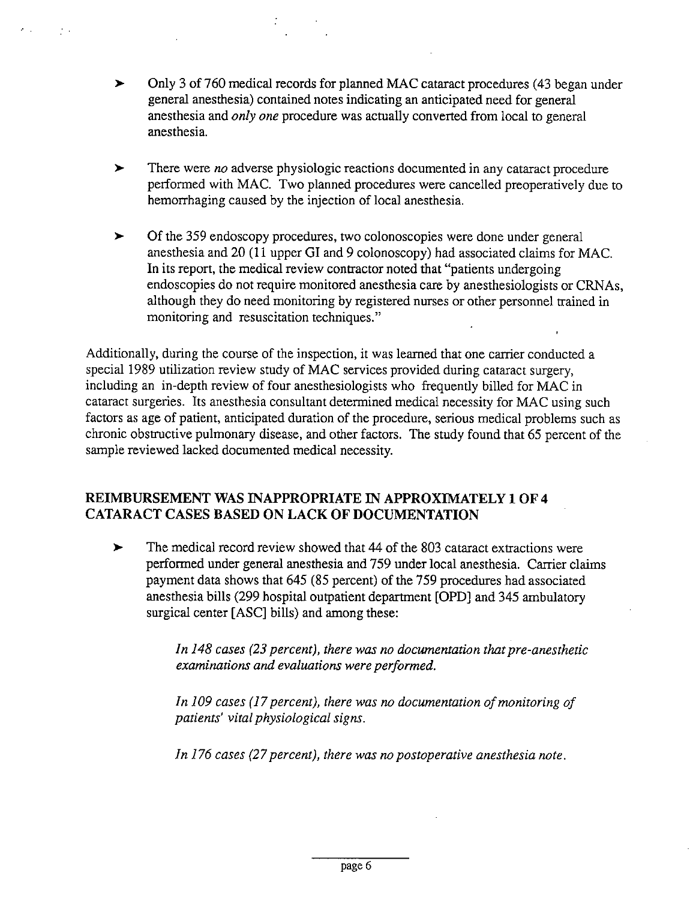- Only 3 of 760 medical records for planned MAC cataract procedures (43 began under general anesthesia) contained notes indicating an anticipated need for general anesthesia and *only one* procedure was actually converted from local to general anesthesia.

- There were *no* adverse physiologic reactions documented in any cataract procedure performed with MAC. Two planned procedures were cancelled preoperatively due to hemorrhaging caused by the injection of local anesthesia.

- Of the 359 endoscopy procedures, two colonoscopies were done under general anesthesia and 20 (11 upper GI and 9 colonoscopy) had associated claims for MAC. In its report, the medical review contractor noted that "patients undergoing endoscopies do not require monitored anesthesia care by anesthesiologists or CRNAs, although they do need monitoring by registered nurses or other personnel trained in monitoring and resuscitation techniques."

Additionally, during the course of the inspection, it was learned that one carrier conducted a special 1989 utilization review study of MAC services provided during cataract surgery, including an in-depth review of four anesthesiologists who frequently billed for MAC in cataract surgeries. Its anesthesia consultant determined medical necessity for MAC using such factors as age of patient, anticipated duration of the procedure, serious medical problems such as chronic obstructive pulmonary disease, and other factors. The study found that 65 percent of the sample reviewed lacked documented medical necessity.

## REIMBURSEMENT WAS INAPPROPRIATE IN APPROXIMATELY 1 OF 4 CATARACT CASES BASED ON LACK OF DOCUMENTATION

- The medical record review showed that 44 of the 803 cataract extractions were performed under general anesthesia and 759 under local anesthesia. Carrier claims payment data shows that 645 (85 percent) of the 759 procedures had associated anesthesia bills (299 hospital outpatient department [OPD] and 345 ambulatory surgical center [ASC] bills) and among these:

  *In 148 cases (23 percent), there was no documentation that pre-anesthetic examinations and evaluations were performed.*

  *In 109 cases (17 percent), there was no documentation of monitoring of patients' vital physiological signs.*

  *In 176 cases (27 percent), there was no postoperative anesthesia note.*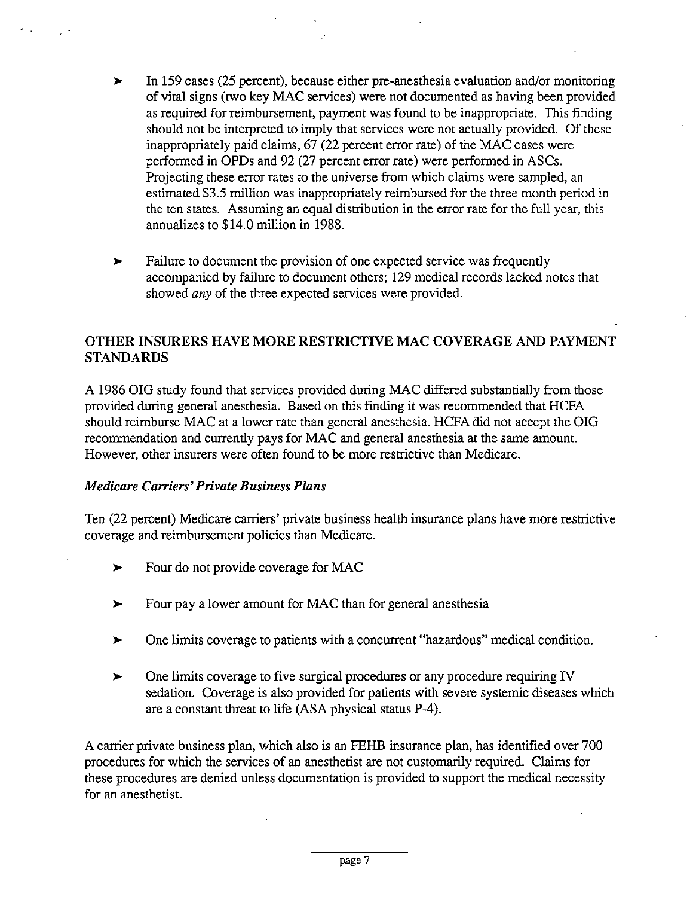- In 159 cases (25 percent), because either pre-anesthesia evaluation and/or monitoring of vital signs (two key MAC services) were not documented as having been provided as required for reimbursement, payment was found to be inappropriate. This finding should not be interpreted to imply that services were not actually provided. Of these inappropriately paid claims, 67 (22 percent error rate) of the MAC cases were performed in OPDs and 92 (27 percent error rate) were performed in ASCs. Projecting these error rates to the universe from which claims were sampled, an estimated $3.5 million was inappropriately reimbursed for the three month period in the ten states. Assuming an equal distribution in the error rate for the full year, this annualizes to $14.0 million in 1988.

- Failure to document the provision of one expected service was frequently accompanied by failure to document others; 129 medical records lacked notes that showed *any* of the three expected services were provided.

## OTHER INSURERS HAVE MORE RESTRICTIVE MAC COVERAGE AND PAYMENT STANDARDS

A 1986 OIG study found that services provided during MAC differed substantially from those provided during general anesthesia. Based on this finding it was recommended that HCFA should reimburse MAC at a lower rate than general anesthesia. HCFA did not accept the OIG recommendation and currently pays for MAC and general anesthesia at the same amount. However, other insurers were often found to be more restrictive than Medicare.

### *Medicare Carriers' Private Business Plans*

Ten (22 percent) Medicare carriers' private business health insurance plans have more restrictive coverage and reimbursement policies than Medicare.

- Four do not provide coverage for MAC

- Four pay a lower amount for MAC than for general anesthesia

- One limits coverage to patients with a concurrent "hazardous" medical condition.

- One limits coverage to five surgical procedures or any procedure requiring IV sedation. Coverage is also provided for patients with severe systemic diseases which are a constant threat to life (ASA physical status P-4).

A carrier private business plan, which also is an FEHB insurance plan, has identified over 700 procedures for which the services of an anesthetist are not customarily required. Claims for these procedures are denied unless documentation is provided to support the medical necessity for an anesthetist.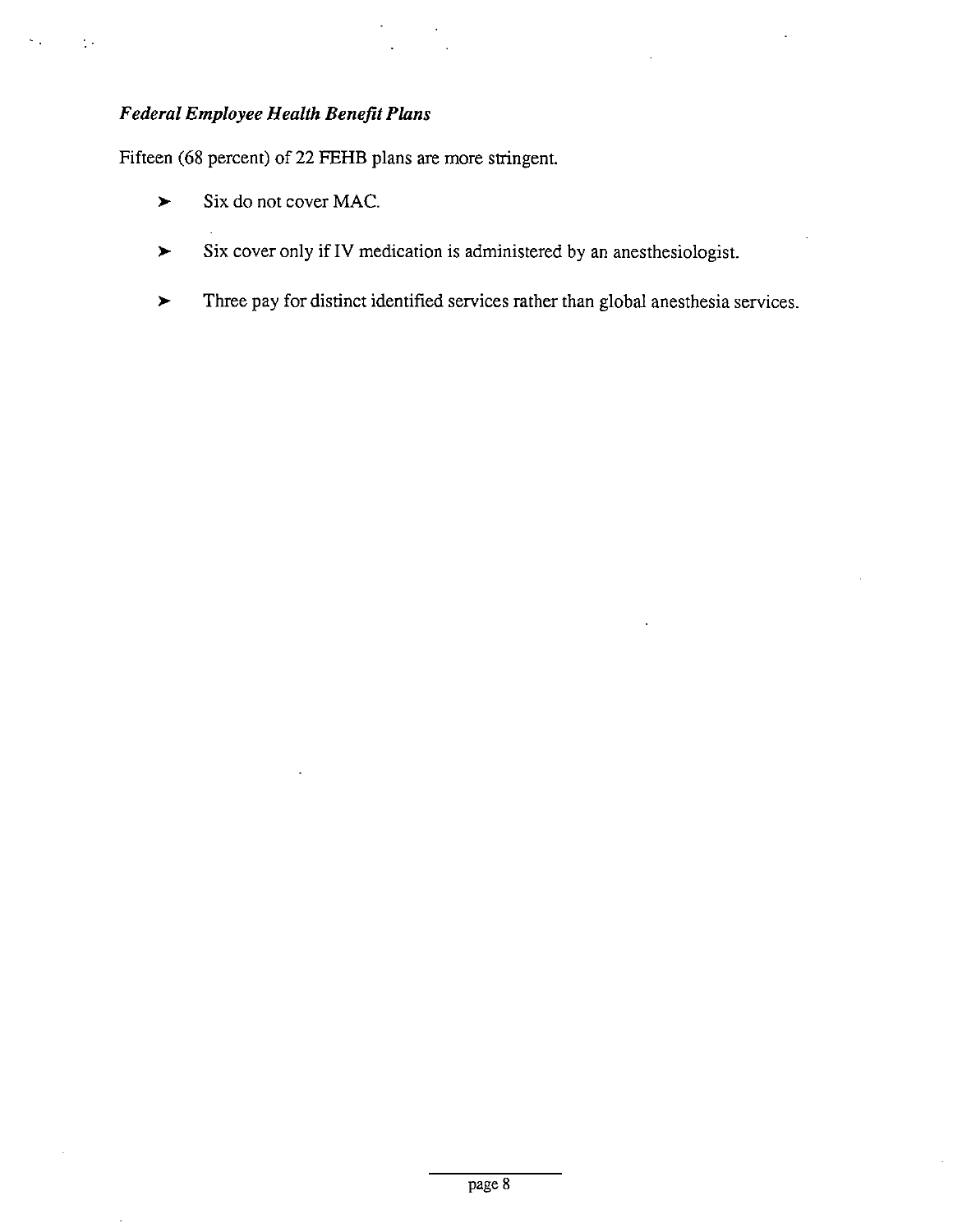***Federal Employee Health Benefit Plans***

Fifteen (68 percent) of 22 FEHB plans are more stringent.

- Six do not cover MAC.
- Six cover only if IV medication is administered by an anesthesiologist.
- Three pay for distinct identified services rather than global anesthesia services.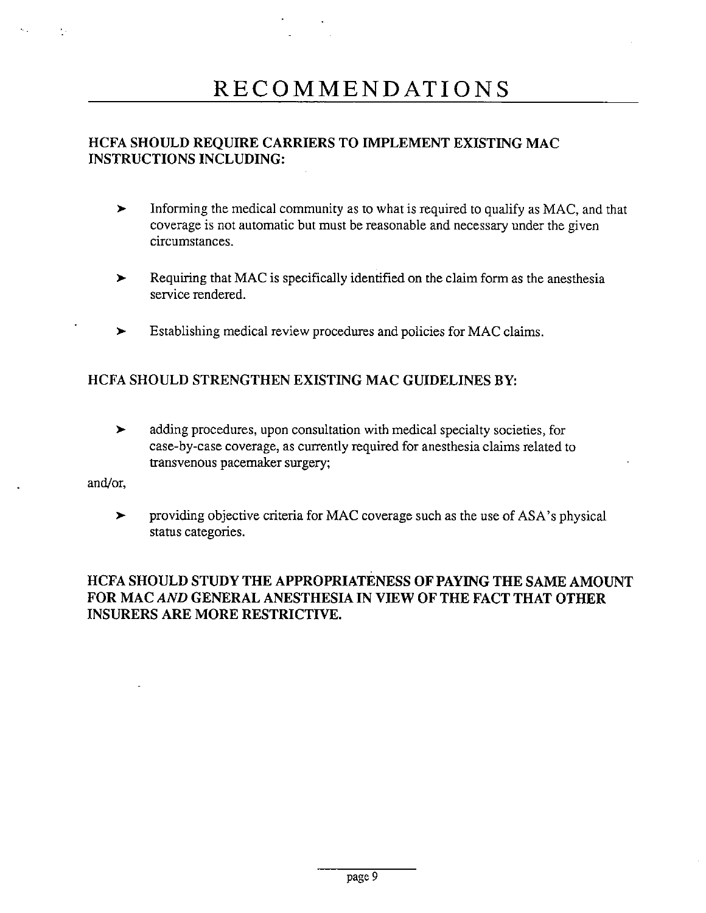# RECOMMENDATIONS

**HCFA SHOULD REQUIRE CARRIERS TO IMPLEMENT EXISTING MAC INSTRUCTIONS INCLUDING:**

- Informing the medical community as to what is required to qualify as MAC, and that coverage is not automatic but must be reasonable and necessary under the given circumstances.
- Requiring that MAC is specifically identified on the claim form as the anesthesia service rendered.
- Establishing medical review procedures and policies for MAC claims.

**HCFA SHOULD STRENGTHEN EXISTING MAC GUIDELINES BY:**

- adding procedures, upon consultation with medical specialty societies, for case-by-case coverage, as currently required for anesthesia claims related to transvenous pacemaker surgery;

and/or,

- providing objective criteria for MAC coverage such as the use of ASA's physical status categories.

**HCFA SHOULD STUDY THE APPROPRIATENESS OF PAYING THE SAME AMOUNT FOR MAC *AND* GENERAL ANESTHESIA IN VIEW OF THE FACT THAT OTHER INSURERS ARE MORE RESTRICTIVE.**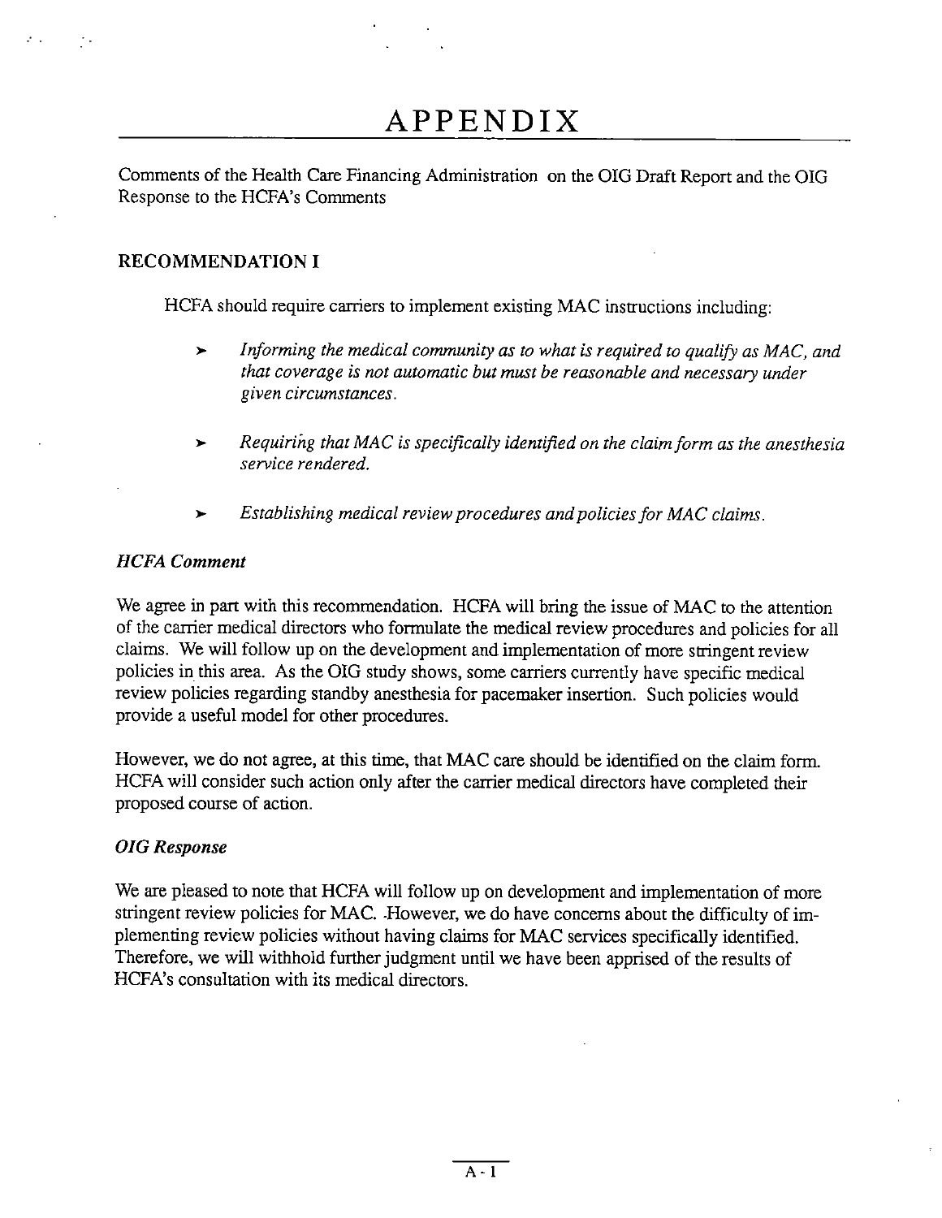# APPENDIX

Comments of the Health Care Financing Administration on the OIG Draft Report and the OIG Response to the HCFA's Comments

## RECOMMENDATION I

HCFA should require carriers to implement existing MAC instructions including:

- *Informing the medical community as to what is required to qualify as MAC, and that coverage is not automatic but must be reasonable and necessary under given circumstances.*
- *Requiring that MAC is specifically identified on the claim form as the anesthesia service rendered.*
- *Establishing medical review procedures and policies for MAC claims.*

### *HCFA Comment*

We agree in part with this recommendation. HCFA will bring the issue of MAC to the attention of the carrier medical directors who formulate the medical review procedures and policies for all claims. We will follow up on the development and implementation of more stringent review policies in this area. As the OIG study shows, some carriers currently have specific medical review policies regarding standby anesthesia for pacemaker insertion. Such policies would provide a useful model for other procedures.

However, we do not agree, at this time, that MAC care should be identified on the claim form. HCFA will consider such action only after the carrier medical directors have completed their proposed course of action.

### *OIG Response*

We are pleased to note that HCFA will follow up on development and implementation of more stringent review policies for MAC. However, we do have concerns about the difficulty of implementing review policies without having claims for MAC services specifically identified. Therefore, we will withhold further judgment until we have been apprised of the results of HCFA's consultation with its medical directors.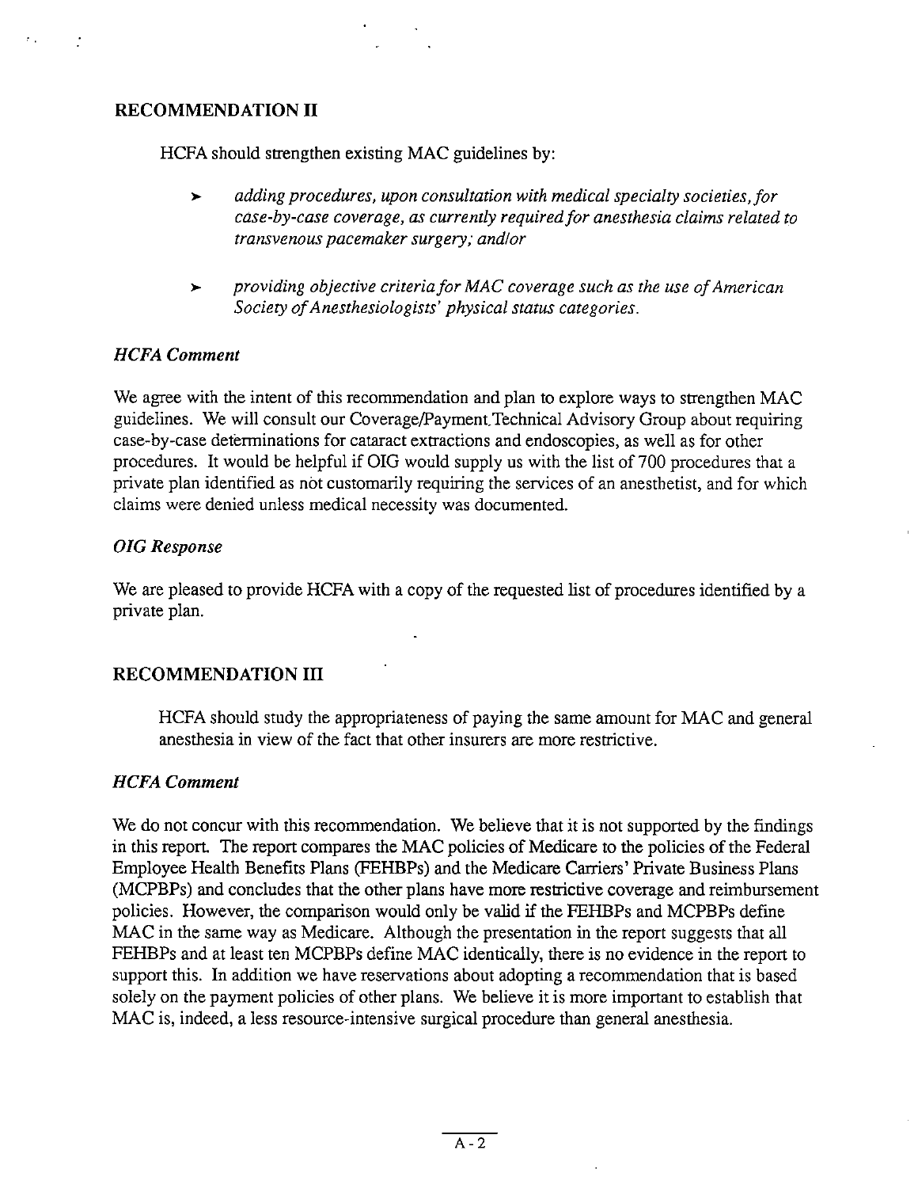## RECOMMENDATION II

HCFA should strengthen existing MAC guidelines by:

- *adding procedures, upon consultation with medical specialty societies, for case-by-case coverage, as currently required for anesthesia claims related to transvenous pacemaker surgery; and/or*
- *providing objective criteria for MAC coverage such as the use of American Society of Anesthesiologists' physical status categories.*

### *HCFA Comment*

We agree with the intent of this recommendation and plan to explore ways to strengthen MAC guidelines. We will consult our Coverage/Payment Technical Advisory Group about requiring case-by-case determinations for cataract extractions and endoscopies, as well as for other procedures. It would be helpful if OIG would supply us with the list of 700 procedures that a private plan identified as not customarily requiring the services of an anesthetist, and for which claims were denied unless medical necessity was documented.

### *OIG Response*

We are pleased to provide HCFA with a copy of the requested list of procedures identified by a private plan.

## RECOMMENDATION III

HCFA should study the appropriateness of paying the same amount for MAC and general anesthesia in view of the fact that other insurers are more restrictive.

### *HCFA Comment*

We do not concur with this recommendation. We believe that it is not supported by the findings in this report. The report compares the MAC policies of Medicare to the policies of the Federal Employee Health Benefits Plans (FEHBPs) and the Medicare Carriers' Private Business Plans (MCPBPs) and concludes that the other plans have more restrictive coverage and reimbursement policies. However, the comparison would only be valid if the FEHBPs and MCPBPs define MAC in the same way as Medicare. Although the presentation in the report suggests that all FEHBPs and at least ten MCPBPs define MAC identically, there is no evidence in the report to support this. In addition we have reservations about adopting a recommendation that is based solely on the payment policies of other plans. We believe it is more important to establish that MAC is, indeed, a less resource-intensive surgical procedure than general anesthesia.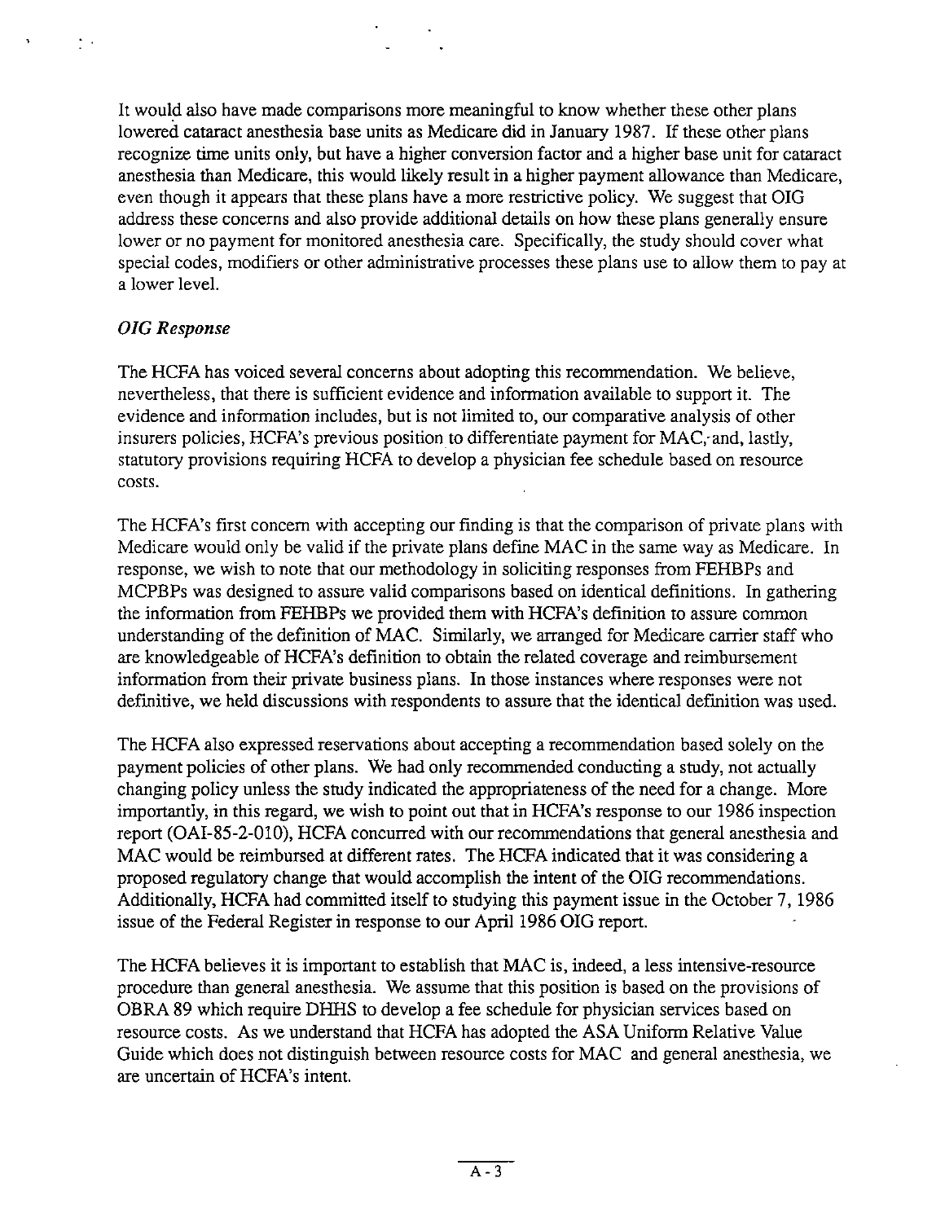It would also have made comparisons more meaningful to know whether these other plans lowered cataract anesthesia base units as Medicare did in January 1987. If these other plans recognize time units only, but have a higher conversion factor and a higher base unit for cataract anesthesia than Medicare, this would likely result in a higher payment allowance than Medicare, even though it appears that these plans have a more restrictive policy. We suggest that OIG address these concerns and also provide additional details on how these plans generally ensure lower or no payment for monitored anesthesia care. Specifically, the study should cover what special codes, modifiers or other administrative processes these plans use to allow them to pay at a lower level.

*OIG Response*

The HCFA has voiced several concerns about adopting this recommendation. We believe, nevertheless, that there is sufficient evidence and information available to support it. The evidence and information includes, but is not limited to, our comparative analysis of other insurers policies, HCFA's previous position to differentiate payment for MAC, and, lastly, statutory provisions requiring HCFA to develop a physician fee schedule based on resource costs.

The HCFA's first concern with accepting our finding is that the comparison of private plans with Medicare would only be valid if the private plans define MAC in the same way as Medicare. In response, we wish to note that our methodology in soliciting responses from FEHBPs and MCPBPs was designed to assure valid comparisons based on identical definitions. In gathering the information from FEHBPs we provided them with HCFA's definition to assure common understanding of the definition of MAC. Similarly, we arranged for Medicare carrier staff who are knowledgeable of HCFA's definition to obtain the related coverage and reimbursement information from their private business plans. In those instances where responses were not definitive, we held discussions with respondents to assure that the identical definition was used.

The HCFA also expressed reservations about accepting a recommendation based solely on the payment policies of other plans. We had only recommended conducting a study, not actually changing policy unless the study indicated the appropriateness of the need for a change. More importantly, in this regard, we wish to point out that in HCFA's response to our 1986 inspection report (OAI-85-2-010), HCFA concurred with our recommendations that general anesthesia and MAC would be reimbursed at different rates. The HCFA indicated that it was considering a proposed regulatory change that would accomplish the intent of the OIG recommendations. Additionally, HCFA had committed itself to studying this payment issue in the October 7, 1986 issue of the Federal Register in response to our April 1986 OIG report.

The HCFA believes it is important to establish that MAC is, indeed, a less intensive-resource procedure than general anesthesia. We assume that this position is based on the provisions of OBRA 89 which require DHHS to develop a fee schedule for physician services based on resource costs. As we understand that HCFA has adopted the ASA Uniform Relative Value Guide which does not distinguish between resource costs for MAC and general anesthesia, we are uncertain of HCFA's intent.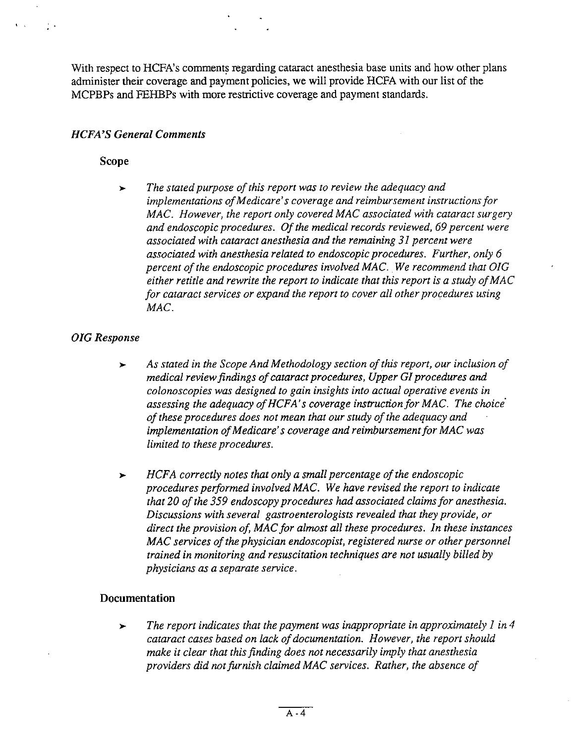With respect to HCFA's comments regarding cataract anesthesia base units and how other plans administer their coverage and payment policies, we will provide HCFA with our list of the MCPBPs and FEHBPs with more restrictive coverage and payment standards.

### *HCFA'S General Comments*

#### Scope

- *The stated purpose of this report was to review the adequacy and implementations of Medicare's coverage and reimbursement instructions for MAC. However, the report only covered MAC associated with cataract surgery and endoscopic procedures. Of the medical records reviewed, 69 percent were associated with cataract anesthesia and the remaining 31 percent were associated with anesthesia related to endoscopic procedures. Further, only 6 percent of the endoscopic procedures involved MAC. We recommend that OIG either retitle and rewrite the report to indicate that this report is a study of MAC for cataract services or expand the report to cover all other procedures using MAC.*

### *OIG Response*

- *As stated in the Scope And Methodology section of this report, our inclusion of medical review findings of cataract procedures, Upper GI procedures and colonoscopies was designed to gain insights into actual operative events in assessing the adequacy of HCFA's coverage instruction for MAC. The choice of these procedures does not mean that our study of the adequacy and implementation of Medicare's coverage and reimbursement for MAC was limited to these procedures.*

- *HCFA correctly notes that only a small percentage of the endoscopic procedures performed involved MAC. We have revised the report to indicate that 20 of the 359 endoscopy procedures had associated claims for anesthesia. Discussions with several gastroenterologists revealed that they provide, or direct the provision of, MAC for almost all these procedures. In these instances MAC services of the physician endoscopist, registered nurse or other personnel trained in monitoring and resuscitation techniques are not usually billed by physicians as a separate service.*

#### Documentation

- *The report indicates that the payment was inappropriate in approximately 1 in 4 cataract cases based on lack of documentation. However, the report should make it clear that this finding does not necessarily imply that anesthesia providers did not furnish claimed MAC services. Rather, the absence of*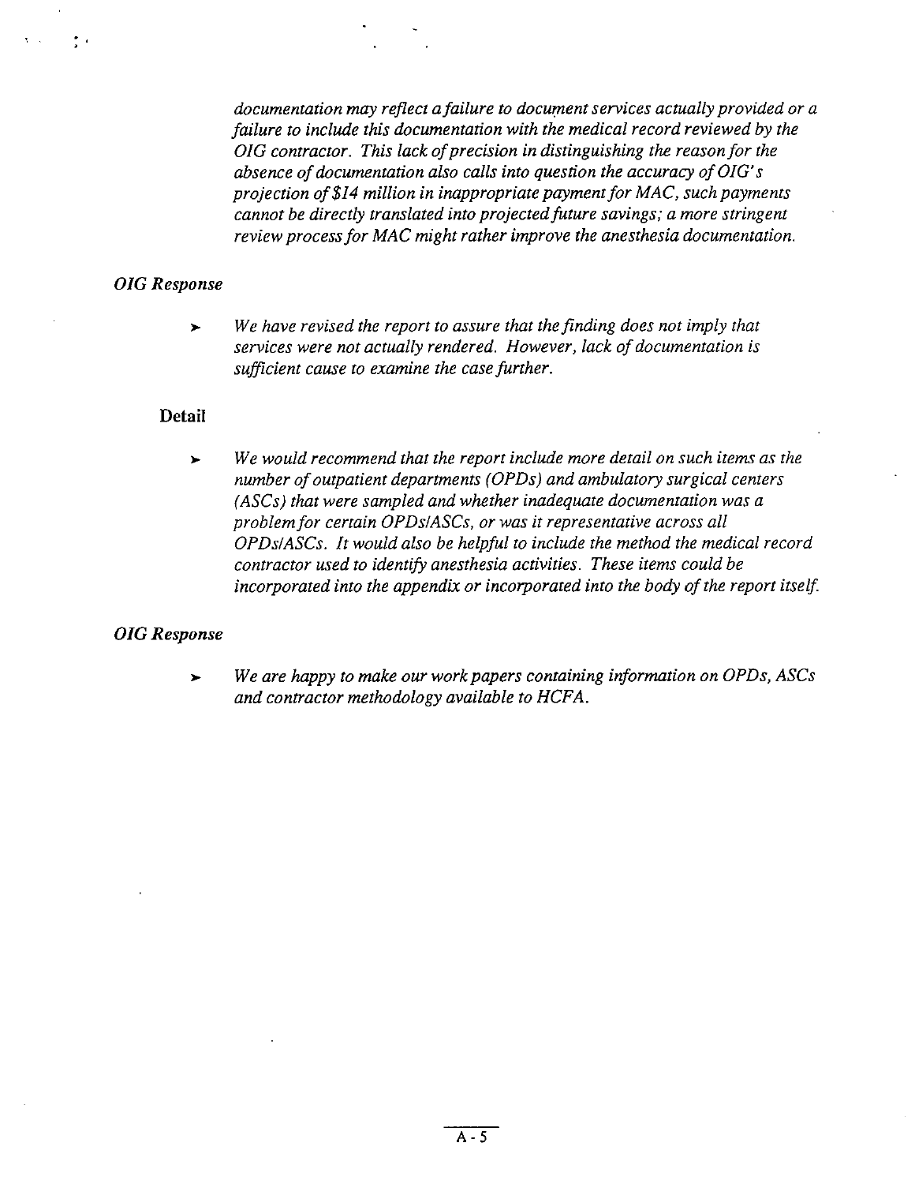*documentation may reflect a failure to document services actually provided or a failure to include this documentation with the medical record reviewed by the OIG contractor. This lack of precision in distinguishing the reason for the absence of documentation also calls into question the accuracy of OIG's projection of $14 million in inappropriate payment for MAC, such payments cannot be directly translated into projected future savings; a more stringent review process for MAC might rather improve the anesthesia documentation.*

*OIG Response*

- *We have revised the report to assure that the finding does not imply that services were not actually rendered. However, lack of documentation is sufficient cause to examine the case further.*

**Detail**

- *We would recommend that the report include more detail on such items as the number of outpatient departments (OPDs) and ambulatory surgical centers (ASCs) that were sampled and whether inadequate documentation was a problem for certain OPDs/ASCs, or was it representative across all OPDs/ASCs. It would also be helpful to include the method the medical record contractor used to identify anesthesia activities. These items could be incorporated into the appendix or incorporated into the body of the report itself.*

*OIG Response*

- *We are happy to make our work papers containing information on OPDs, ASCs and contractor methodology available to HCFA.*